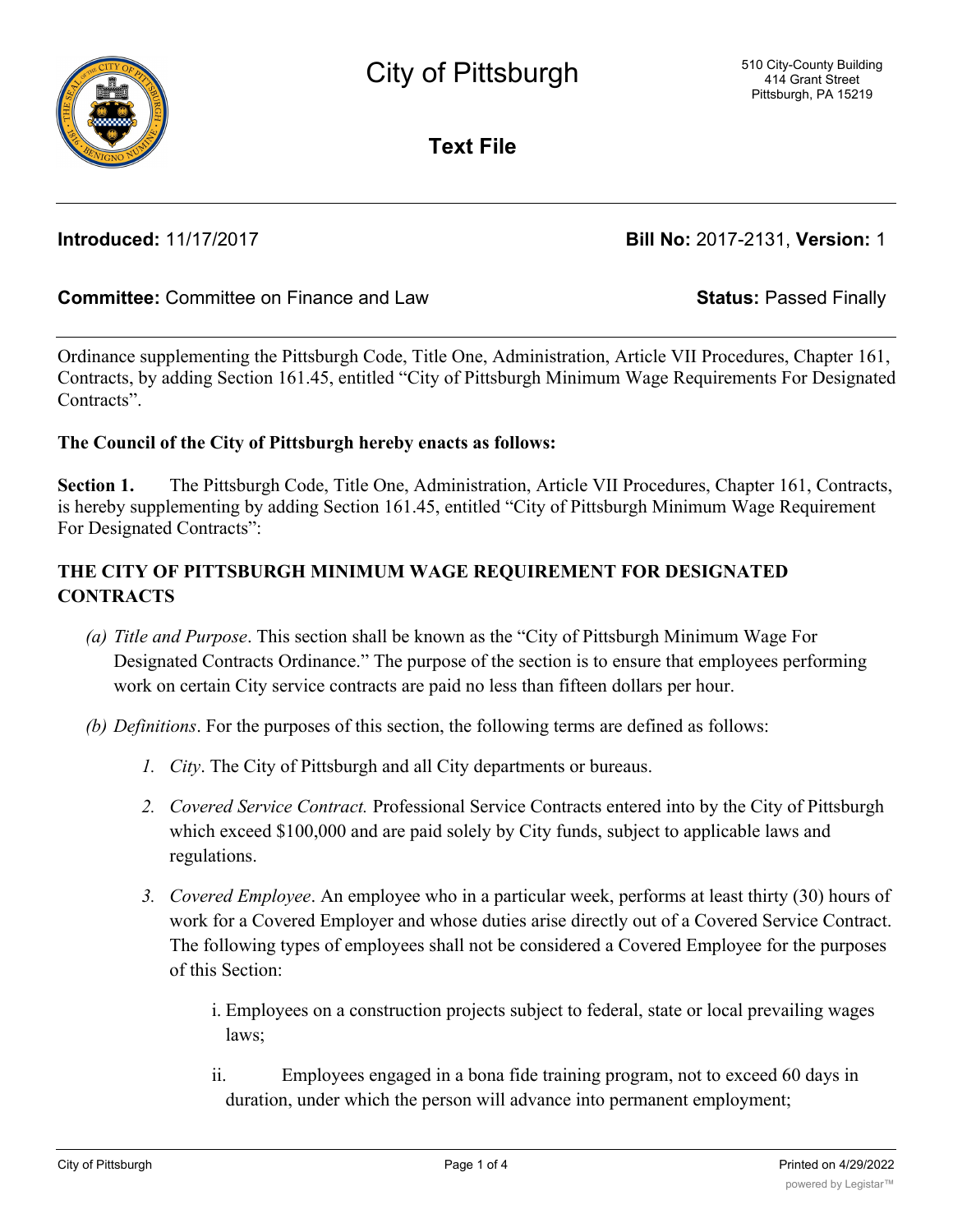# City of Pittsburgh

510 City-County Building
414 Grant Street
Pittsburgh, PA 15219

## Text File

**Introduced:** 11/17/2017 **Bill No:** 2017-2131, **Version:** 1

**Committee:** Committee on Finance and Law **Status:** Passed Finally

Ordinance supplementing the Pittsburgh Code, Title One, Administration, Article VII Procedures, Chapter 161, Contracts, by adding Section 161.45, entitled "City of Pittsburgh Minimum Wage Requirements For Designated Contracts".

**The Council of the City of Pittsburgh hereby enacts as follows:**

**Section 1.** The Pittsburgh Code, Title One, Administration, Article VII Procedures, Chapter 161, Contracts, is hereby supplementing by adding Section 161.45, entitled "City of Pittsburgh Minimum Wage Requirement For Designated Contracts":

**THE CITY OF PITTSBURGH MINIMUM WAGE REQUIREMENT FOR DESIGNATED CONTRACTS**

*(a) Title and Purpose*. This section shall be known as the "City of Pittsburgh Minimum Wage For Designated Contracts Ordinance." The purpose of the section is to ensure that employees performing work on certain City service contracts are paid no less than fifteen dollars per hour.

*(b) Definitions*. For the purposes of this section, the following terms are defined as follows:

1. *City*. The City of Pittsburgh and all City departments or bureaus.
2. *Covered Service Contract.* Professional Service Contracts entered into by the City of Pittsburgh which exceed $100,000 and are paid solely by City funds, subject to applicable laws and regulations.
3. *Covered Employee*. An employee who in a particular week, performs at least thirty (30) hours of work for a Covered Employer and whose duties arise directly out of a Covered Service Contract. The following types of employees shall not be considered a Covered Employee for the purposes of this Section:

   i. Employees on a construction projects subject to federal, state or local prevailing wages laws;

   ii. Employees engaged in a bona fide training program, not to exceed 60 days in duration, under which the person will advance into permanent employment;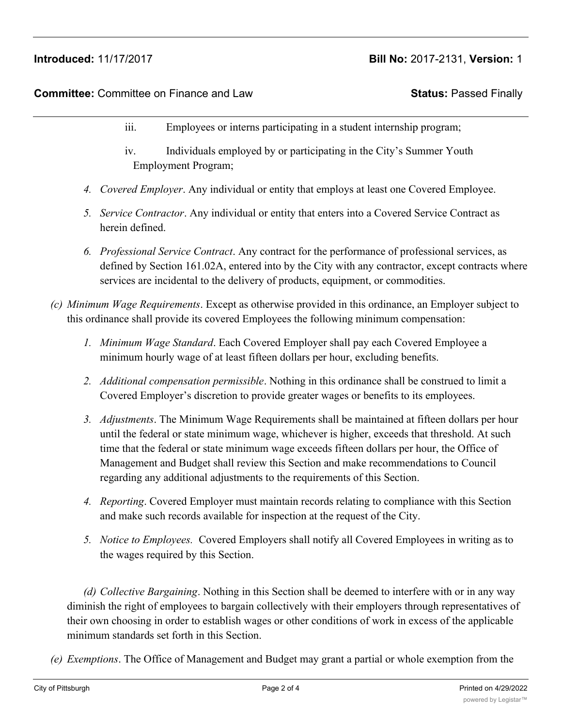iii. Employees or interns participating in a student internship program;

iv. Individuals employed by or participating in the City's Summer Youth Employment Program;

4. *Covered Employer*. Any individual or entity that employs at least one Covered Employee.

5. *Service Contractor*. Any individual or entity that enters into a Covered Service Contract as herein defined.

6. *Professional Service Contract*. Any contract for the performance of professional services, as defined by Section 161.02A, entered into by the City with any contractor, except contracts where services are incidental to the delivery of products, equipment, or commodities.

*(c) Minimum Wage Requirements*. Except as otherwise provided in this ordinance, an Employer subject to this ordinance shall provide its covered Employees the following minimum compensation:

1. *Minimum Wage Standard*. Each Covered Employer shall pay each Covered Employee a minimum hourly wage of at least fifteen dollars per hour, excluding benefits.

2. *Additional compensation permissible*. Nothing in this ordinance shall be construed to limit a Covered Employer's discretion to provide greater wages or benefits to its employees.

3. *Adjustments*. The Minimum Wage Requirements shall be maintained at fifteen dollars per hour until the federal or state minimum wage, whichever is higher, exceeds that threshold. At such time that the federal or state minimum wage exceeds fifteen dollars per hour, the Office of Management and Budget shall review this Section and make recommendations to Council regarding any additional adjustments to the requirements of this Section.

4. *Reporting*. Covered Employer must maintain records relating to compliance with this Section and make such records available for inspection at the request of the City.

5. *Notice to Employees.* Covered Employers shall notify all Covered Employees in writing as to the wages required by this Section.

*(d) Collective Bargaining*. Nothing in this Section shall be deemed to interfere with or in any way diminish the right of employees to bargain collectively with their employers through representatives of their own choosing in order to establish wages or other conditions of work in excess of the applicable minimum standards set forth in this Section.

*(e) Exemptions*. The Office of Management and Budget may grant a partial or whole exemption from the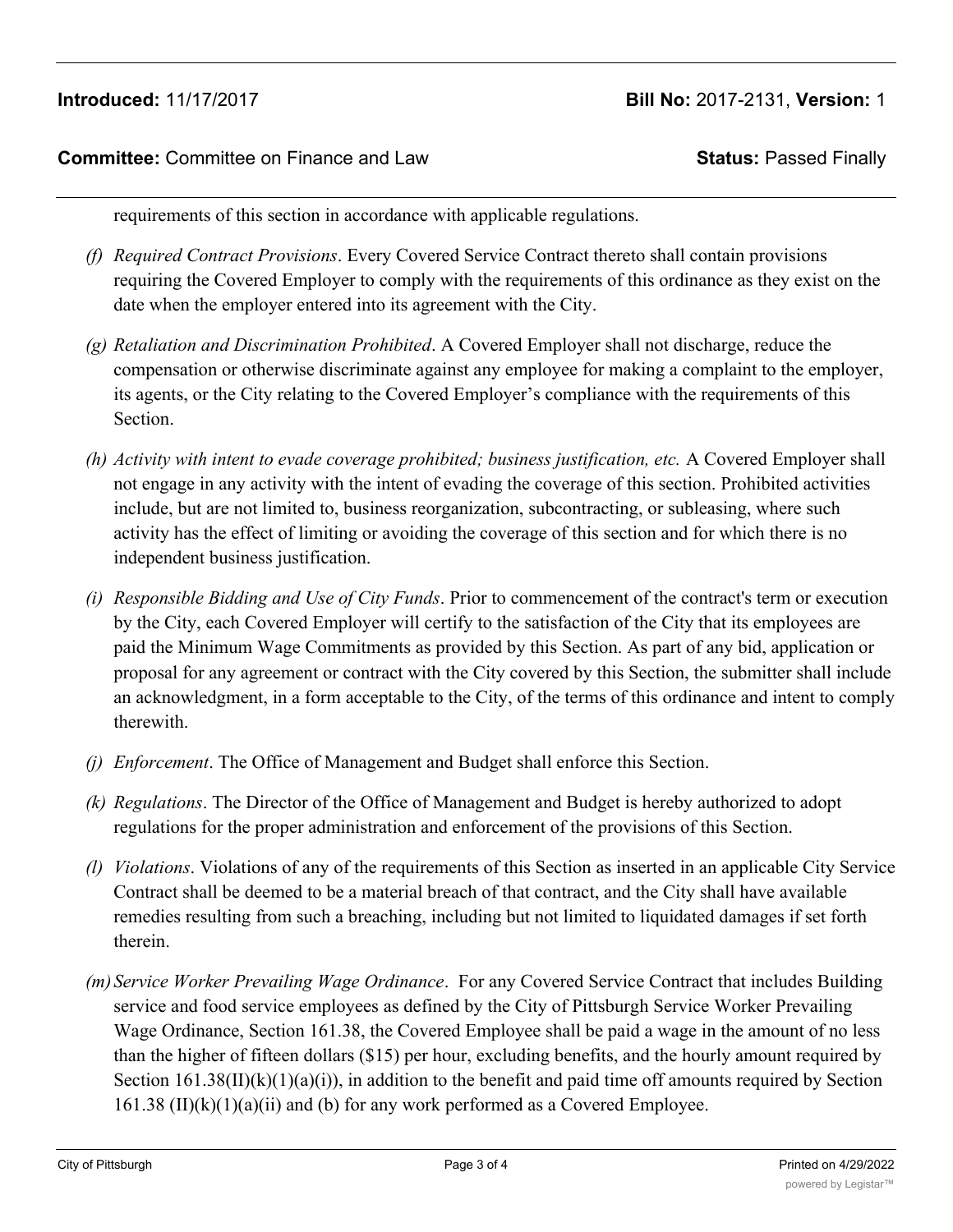requirements of this section in accordance with applicable regulations.

*(f) Required Contract Provisions*. Every Covered Service Contract thereto shall contain provisions requiring the Covered Employer to comply with the requirements of this ordinance as they exist on the date when the employer entered into its agreement with the City.

*(g) Retaliation and Discrimination Prohibited*. A Covered Employer shall not discharge, reduce the compensation or otherwise discriminate against any employee for making a complaint to the employer, its agents, or the City relating to the Covered Employer's compliance with the requirements of this Section.

*(h) Activity with intent to evade coverage prohibited; business justification, etc.* A Covered Employer shall not engage in any activity with the intent of evading the coverage of this section. Prohibited activities include, but are not limited to, business reorganization, subcontracting, or subleasing, where such activity has the effect of limiting or avoiding the coverage of this section and for which there is no independent business justification.

*(i) Responsible Bidding and Use of City Funds*. Prior to commencement of the contract's term or execution by the City, each Covered Employer will certify to the satisfaction of the City that its employees are paid the Minimum Wage Commitments as provided by this Section. As part of any bid, application or proposal for any agreement or contract with the City covered by this Section, the submitter shall include an acknowledgment, in a form acceptable to the City, of the terms of this ordinance and intent to comply therewith.

*(j) Enforcement*. The Office of Management and Budget shall enforce this Section.

*(k) Regulations*. The Director of the Office of Management and Budget is hereby authorized to adopt regulations for the proper administration and enforcement of the provisions of this Section.

*(l) Violations*. Violations of any of the requirements of this Section as inserted in an applicable City Service Contract shall be deemed to be a material breach of that contract, and the City shall have available remedies resulting from such a breaching, including but not limited to liquidated damages if set forth therein.

*(m) Service Worker Prevailing Wage Ordinance*. For any Covered Service Contract that includes Building service and food service employees as defined by the City of Pittsburgh Service Worker Prevailing Wage Ordinance, Section 161.38, the Covered Employee shall be paid a wage in the amount of no less than the higher of fifteen dollars ($15) per hour, excluding benefits, and the hourly amount required by Section 161.38(II)(k)(1)(a)(i)), in addition to the benefit and paid time off amounts required by Section 161.38 (II)(k)(1)(a)(ii) and (b) for any work performed as a Covered Employee.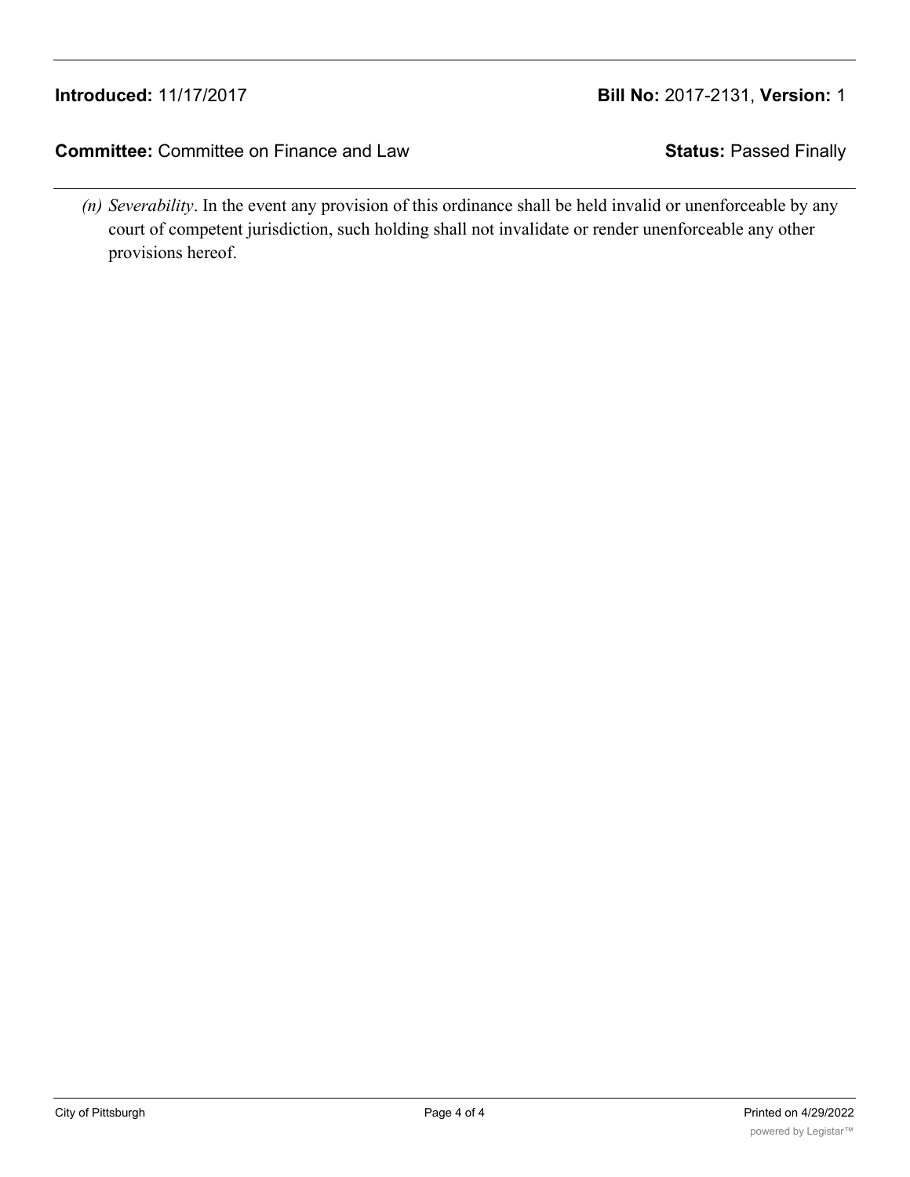*(n) Severability*. In the event any provision of this ordinance shall be held invalid or unenforceable by any court of competent jurisdiction, such holding shall not invalidate or render unenforceable any other provisions hereof.